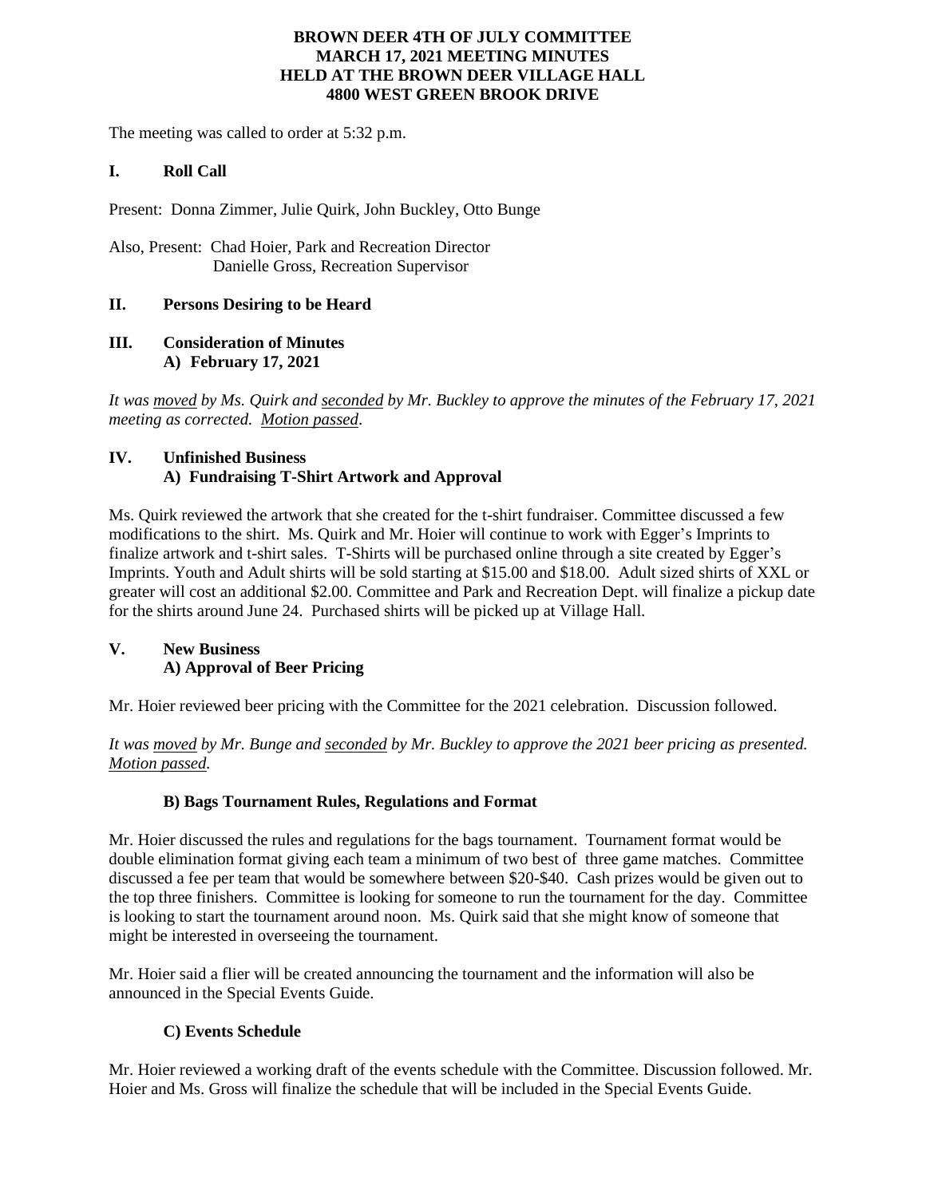# BROWN DEER 4TH OF JULY COMMITTEE
# MARCH 17, 2021 MEETING MINUTES
# HELD AT THE BROWN DEER VILLAGE HALL
# 4800 WEST GREEN BROOK DRIVE

The meeting was called to order at 5:32 p.m.

## I. Roll Call

Present: Donna Zimmer, Julie Quirk, John Buckley, Otto Bunge

Also, Present: Chad Hoier, Park and Recreation Director
Danielle Gross, Recreation Supervisor

## II. Persons Desiring to be Heard

## III. Consideration of Minutes

### A) February 17, 2021

*It was moved by Ms. Quirk and seconded by Mr. Buckley to approve the minutes of the February 17, 2021 meeting as corrected. Motion passed.*

## IV. Unfinished Business

### A) Fundraising T-Shirt Artwork and Approval

Ms. Quirk reviewed the artwork that she created for the t-shirt fundraiser. Committee discussed a few modifications to the shirt. Ms. Quirk and Mr. Hoier will continue to work with Egger's Imprints to finalize artwork and t-shirt sales. T-Shirts will be purchased online through a site created by Egger's Imprints. Youth and Adult shirts will be sold starting at $15.00 and $18.00. Adult sized shirts of XXL or greater will cost an additional $2.00. Committee and Park and Recreation Dept. will finalize a pickup date for the shirts around June 24. Purchased shirts will be picked up at Village Hall.

## V. New Business

### A) Approval of Beer Pricing

Mr. Hoier reviewed beer pricing with the Committee for the 2021 celebration. Discussion followed.

*It was moved by Mr. Bunge and seconded by Mr. Buckley to approve the 2021 beer pricing as presented. Motion passed.*

### B) Bags Tournament Rules, Regulations and Format

Mr. Hoier discussed the rules and regulations for the bags tournament. Tournament format would be double elimination format giving each team a minimum of two best of three game matches. Committee discussed a fee per team that would be somewhere between $20-$40. Cash prizes would be given out to the top three finishers. Committee is looking for someone to run the tournament for the day. Committee is looking to start the tournament around noon. Ms. Quirk said that she might know of someone that might be interested in overseeing the tournament.

Mr. Hoier said a flier will be created announcing the tournament and the information will also be announced in the Special Events Guide.

### C) Events Schedule

Mr. Hoier reviewed a working draft of the events schedule with the Committee. Discussion followed. Mr. Hoier and Ms. Gross will finalize the schedule that will be included in the Special Events Guide.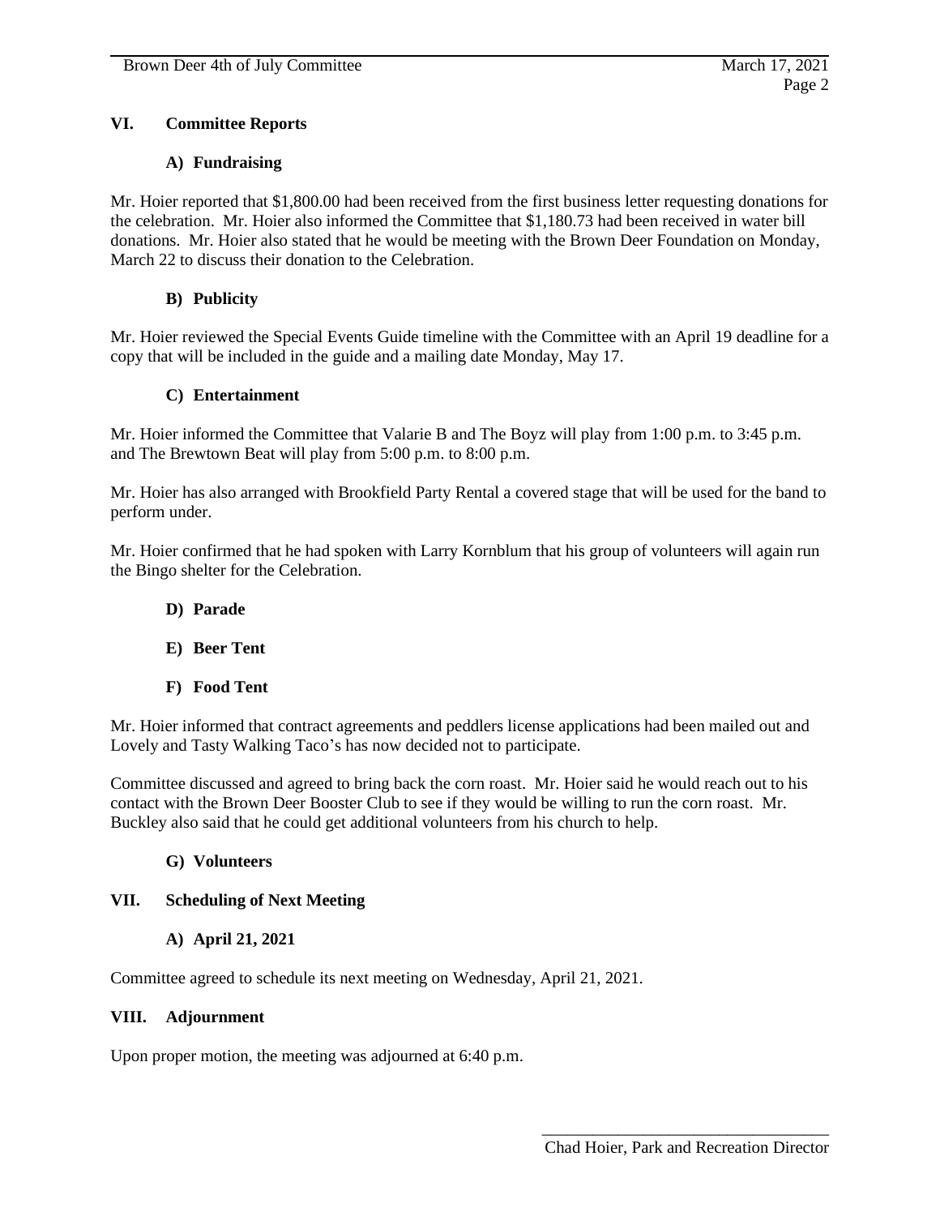## VI. Committee Reports

### A) Fundraising

Mr. Hoier reported that $1,800.00 had been received from the first business letter requesting donations for the celebration. Mr. Hoier also informed the Committee that $1,180.73 had been received in water bill donations. Mr. Hoier also stated that he would be meeting with the Brown Deer Foundation on Monday, March 22 to discuss their donation to the Celebration.

### B) Publicity

Mr. Hoier reviewed the Special Events Guide timeline with the Committee with an April 19 deadline for a copy that will be included in the guide and a mailing date Monday, May 17.

### C) Entertainment

Mr. Hoier informed the Committee that Valarie B and The Boyz will play from 1:00 p.m. to 3:45 p.m. and The Brewtown Beat will play from 5:00 p.m. to 8:00 p.m.

Mr. Hoier has also arranged with Brookfield Party Rental a covered stage that will be used for the band to perform under.

Mr. Hoier confirmed that he had spoken with Larry Kornblum that his group of volunteers will again run the Bingo shelter for the Celebration.

### D) Parade

### E) Beer Tent

### F) Food Tent

Mr. Hoier informed that contract agreements and peddlers license applications had been mailed out and Lovely and Tasty Walking Taco's has now decided not to participate.

Committee discussed and agreed to bring back the corn roast. Mr. Hoier said he would reach out to his contact with the Brown Deer Booster Club to see if they would be willing to run the corn roast. Mr. Buckley also said that he could get additional volunteers from his church to help.

### G) Volunteers

## VII. Scheduling of Next Meeting

### A) April 21, 2021

Committee agreed to schedule its next meeting on Wednesday, April 21, 2021.

## VIII. Adjournment

Upon proper motion, the meeting was adjourned at 6:40 p.m.

\_\_\_\_\_\_\_\_\_\_\_\_\_\_\_\_\_\_\_\_\_\_\_\_\_\_\_\_\_\_\_\_\_\_\_

Chad Hoier, Park and Recreation Director